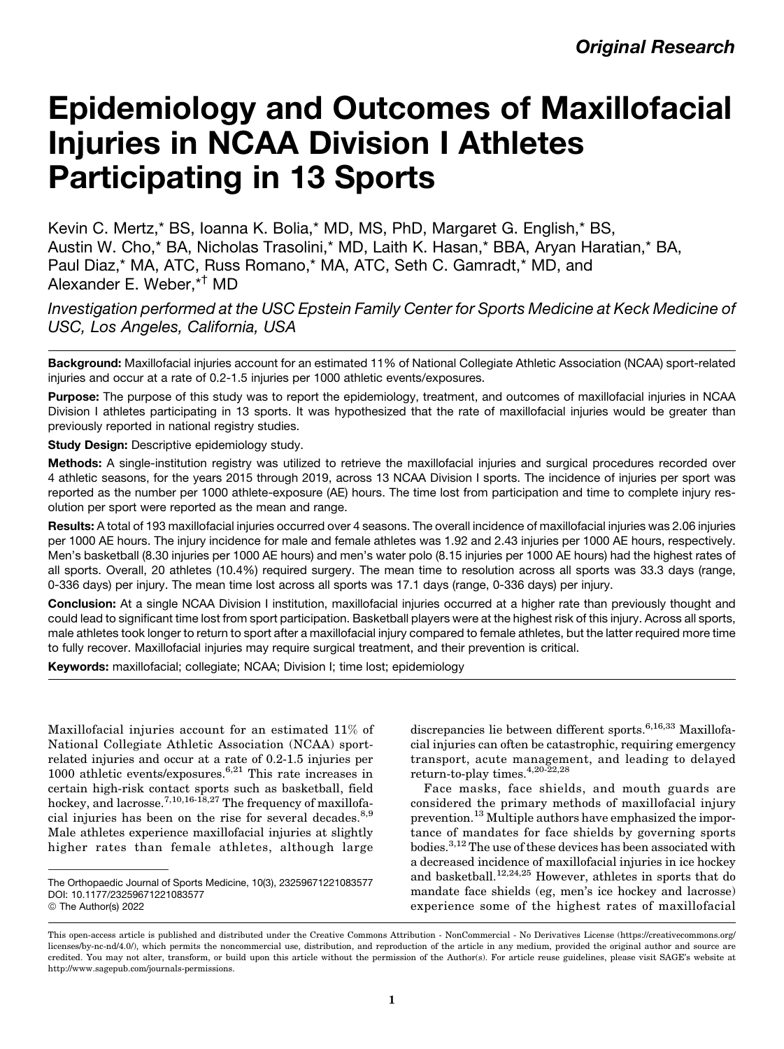*Original Research*

# Epidemiology and Outcomes of Maxillofacial Injuries in NCAA Division I Athletes Participating in 13 Sports

Kevin C. Mertz,[*] BS, Ioanna K. Bolia,[*] MD, MS, PhD, Margaret G. English,[*] BS, Austin W. Cho,[*] BA, Nicholas Trasolini,[*] MD, Laith K. Hasan,[*] BBA, Aryan Haratian,[*] BA, Paul Diaz,[*] MA, ATC, Russ Romano,[*] MA, ATC, Seth C. Gamradt,[*] MD, and Alexander E. Weber,[*†] MD

*Investigation performed at the USC Epstein Family Center for Sports Medicine at Keck Medicine of USC, Los Angeles, California, USA*

**Background:** Maxillofacial injuries account for an estimated 11% of National Collegiate Athletic Association (NCAA) sport-related injuries and occur at a rate of 0.2-1.5 injuries per 1000 athletic events/exposures.

**Purpose:** The purpose of this study was to report the epidemiology, treatment, and outcomes of maxillofacial injuries in NCAA Division I athletes participating in 13 sports. It was hypothesized that the rate of maxillofacial injuries would be greater than previously reported in national registry studies.

**Study Design:** Descriptive epidemiology study.

**Methods:** A single-institution registry was utilized to retrieve the maxillofacial injuries and surgical procedures recorded over 4 athletic seasons, for the years 2015 through 2019, across 13 NCAA Division I sports. The incidence of injuries per sport was reported as the number per 1000 athlete-exposure (AE) hours. The time lost from participation and time to complete injury resolution per sport were reported as the mean and range.

**Results:** A total of 193 maxillofacial injuries occurred over 4 seasons. The overall incidence of maxillofacial injuries was 2.06 injuries per 1000 AE hours. The injury incidence for male and female athletes was 1.92 and 2.43 injuries per 1000 AE hours, respectively. Men's basketball (8.30 injuries per 1000 AE hours) and men's water polo (8.15 injuries per 1000 AE hours) had the highest rates of all sports. Overall, 20 athletes (10.4%) required surgery. The mean time to resolution across all sports was 33.3 days (range, 0-336 days) per injury. The mean time lost across all sports was 17.1 days (range, 0-336 days) per injury.

**Conclusion:** At a single NCAA Division I institution, maxillofacial injuries occurred at a higher rate than previously thought and could lead to significant time lost from sport participation. Basketball players were at the highest risk of this injury. Across all sports, male athletes took longer to return to sport after a maxillofacial injury compared to female athletes, but the latter required more time to fully recover. Maxillofacial injuries may require surgical treatment, and their prevention is critical.

**Keywords:** maxillofacial; collegiate; NCAA; Division I; time lost; epidemiology

Maxillofacial injuries account for an estimated 11% of National Collegiate Athletic Association (NCAA) sport-related injuries and occur at a rate of 0.2-1.5 injuries per 1000 athletic events/exposures.[6,21] This rate increases in certain high-risk contact sports such as basketball, field hockey, and lacrosse.[7,10,16-18,27] The frequency of maxillofacial injuries has been on the rise for several decades.[8,9] Male athletes experience maxillofacial injuries at slightly higher rates than female athletes, although large discrepancies lie between different sports.[6,16,33] Maxillofacial injuries can often be catastrophic, requiring emergency transport, acute management, and leading to delayed return-to-play times.[4,20-22,28]

Face masks, face shields, and mouth guards are considered the primary methods of maxillofacial injury prevention.[13] Multiple authors have emphasized the importance of mandates for face shields by governing sports bodies.[3,12] The use of these devices has been associated with a decreased incidence of maxillofacial injuries in ice hockey and basketball.[12,24,25] However, athletes in sports that do mandate face shields (eg, men's ice hockey and lacrosse) experience some of the highest rates of maxillofacial

The Orthopaedic Journal of Sports Medicine, 10(3), 23259671221083577
DOI: 10.1177/23259671221083577
© The Author(s) 2022

This open-access article is published and distributed under the Creative Commons Attribution - NonCommercial - No Derivatives License (https://creativecommons.org/licenses/by-nc-nd/4.0/), which permits the noncommercial use, distribution, and reproduction of the article in any medium, provided the original author and source are credited. You may not alter, transform, or build upon this article without the permission of the Author(s). For article reuse guidelines, please visit SAGE's website at http://www.sagepub.com/journals-permissions.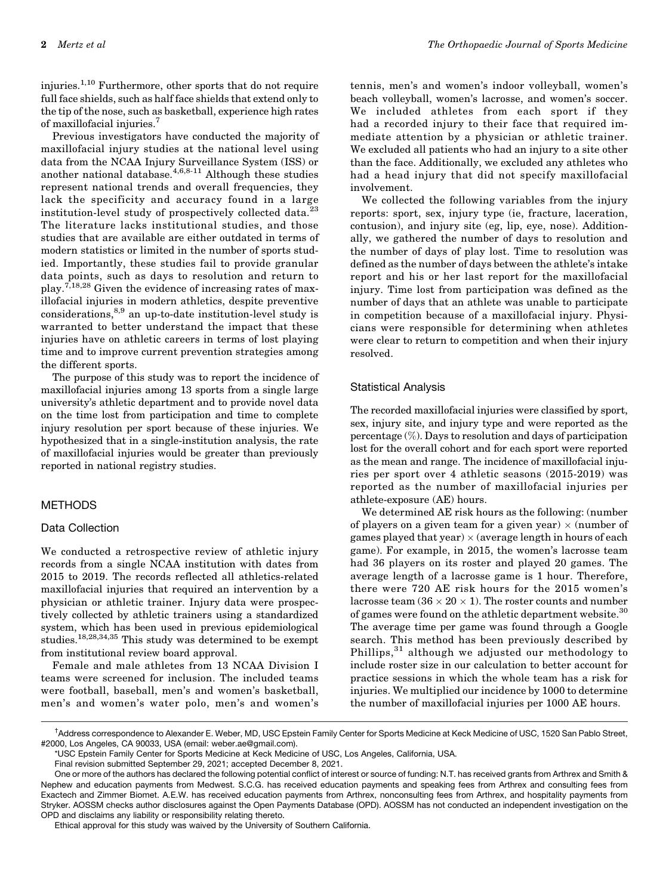injuries.[1,10] Furthermore, other sports that do not require full face shields, such as half face shields that extend only to the tip of the nose, such as basketball, experience high rates of maxillofacial injuries.[7]

Previous investigators have conducted the majority of maxillofacial injury studies at the national level using data from the NCAA Injury Surveillance System (ISS) or another national database.[4,6,8-11] Although these studies represent national trends and overall frequencies, they lack the specificity and accuracy found in a large institution-level study of prospectively collected data.[23] The literature lacks institutional studies, and those studies that are available are either outdated in terms of modern statistics or limited in the number of sports studied. Importantly, these studies fail to provide granular data points, such as days to resolution and return to play.[7,18,28] Given the evidence of increasing rates of maxillofacial injuries in modern athletics, despite preventive considerations,[8,9] an up-to-date institution-level study is warranted to better understand the impact that these injuries have on athletic careers in terms of lost playing time and to improve current prevention strategies among the different sports.

The purpose of this study was to report the incidence of maxillofacial injuries among 13 sports from a single large university's athletic department and to provide novel data on the time lost from participation and time to complete injury resolution per sport because of these injuries. We hypothesized that in a single-institution analysis, the rate of maxillofacial injuries would be greater than previously reported in national registry studies.

## METHODS

### Data Collection

We conducted a retrospective review of athletic injury records from a single NCAA institution with dates from 2015 to 2019. The records reflected all athletics-related maxillofacial injuries that required an intervention by a physician or athletic trainer. Injury data were prospectively collected by athletic trainers using a standardized system, which has been used in previous epidemiological studies.[18,28,34,35] This study was determined to be exempt from institutional review board approval.

Female and male athletes from 13 NCAA Division I teams were screened for inclusion. The included teams were football, baseball, men's and women's basketball, men's and women's water polo, men's and women's tennis, men's and women's indoor volleyball, women's beach volleyball, women's lacrosse, and women's soccer. We included athletes from each sport if they had a recorded injury to their face that required immediate attention by a physician or athletic trainer. We excluded all patients who had an injury to a site other than the face. Additionally, we excluded any athletes who had a head injury that did not specify maxillofacial involvement.

We collected the following variables from the injury reports: sport, sex, injury type (ie, fracture, laceration, contusion), and injury site (eg, lip, eye, nose). Additionally, we gathered the number of days to resolution and the number of days of play lost. Time to resolution was defined as the number of days between the athlete's intake report and his or her last report for the maxillofacial injury. Time lost from participation was defined as the number of days that an athlete was unable to participate in competition because of a maxillofacial injury. Physicians were responsible for determining when athletes were clear to return to competition and when their injury resolved.

### Statistical Analysis

The recorded maxillofacial injuries were classified by sport, sex, injury site, and injury type and were reported as the percentage (%). Days to resolution and days of participation lost for the overall cohort and for each sport were reported as the mean and range. The incidence of maxillofacial injuries per sport over 4 athletic seasons (2015-2019) was reported as the number of maxillofacial injuries per athlete-exposure (AE) hours.

We determined AE risk hours as the following: (number of players on a given team for a given year) × (number of games played that year) × (average length in hours of each game). For example, in 2015, the women's lacrosse team had 36 players on its roster and played 20 games. The average length of a lacrosse game is 1 hour. Therefore, there were 720 AE risk hours for the 2015 women's lacrosse team ($36 \times 20 \times 1$). The roster counts and number of games were found on the athletic department website.[30] The average time per game was found through a Google search. This method has been previously described by Phillips,[31] although we adjusted our methodology to include roster size in our calculation to better account for practice sessions in which the whole team has a risk for injuries. We multiplied our incidence by 1000 to determine the number of maxillofacial injuries per 1000 AE hours.

---

†Address correspondence to Alexander E. Weber, MD, USC Epstein Family Center for Sports Medicine at Keck Medicine of USC, 1520 San Pablo Street, #2000, Los Angeles, CA 90033, USA (email: weber.ae@gmail.com).

*USC Epstein Family Center for Sports Medicine at Keck Medicine of USC, Los Angeles, California, USA.

Final revision submitted September 29, 2021; accepted December 8, 2021.

One or more of the authors has declared the following potential conflict of interest or source of funding: N.T. has received grants from Arthrex and Smith & Nephew and education payments from Medwest. S.C.G. has received education payments and speaking fees from Arthrex and consulting fees from Exactech and Zimmer Biomet. A.E.W. has received education payments from Arthrex, nonconsulting fees from Arthrex, and hospitality payments from Stryker. AOSSM checks author disclosures against the Open Payments Database (OPD). AOSSM has not conducted an independent investigation on the OPD and disclaims any liability or responsibility relating thereto.

Ethical approval for this study was waived by the University of Southern California.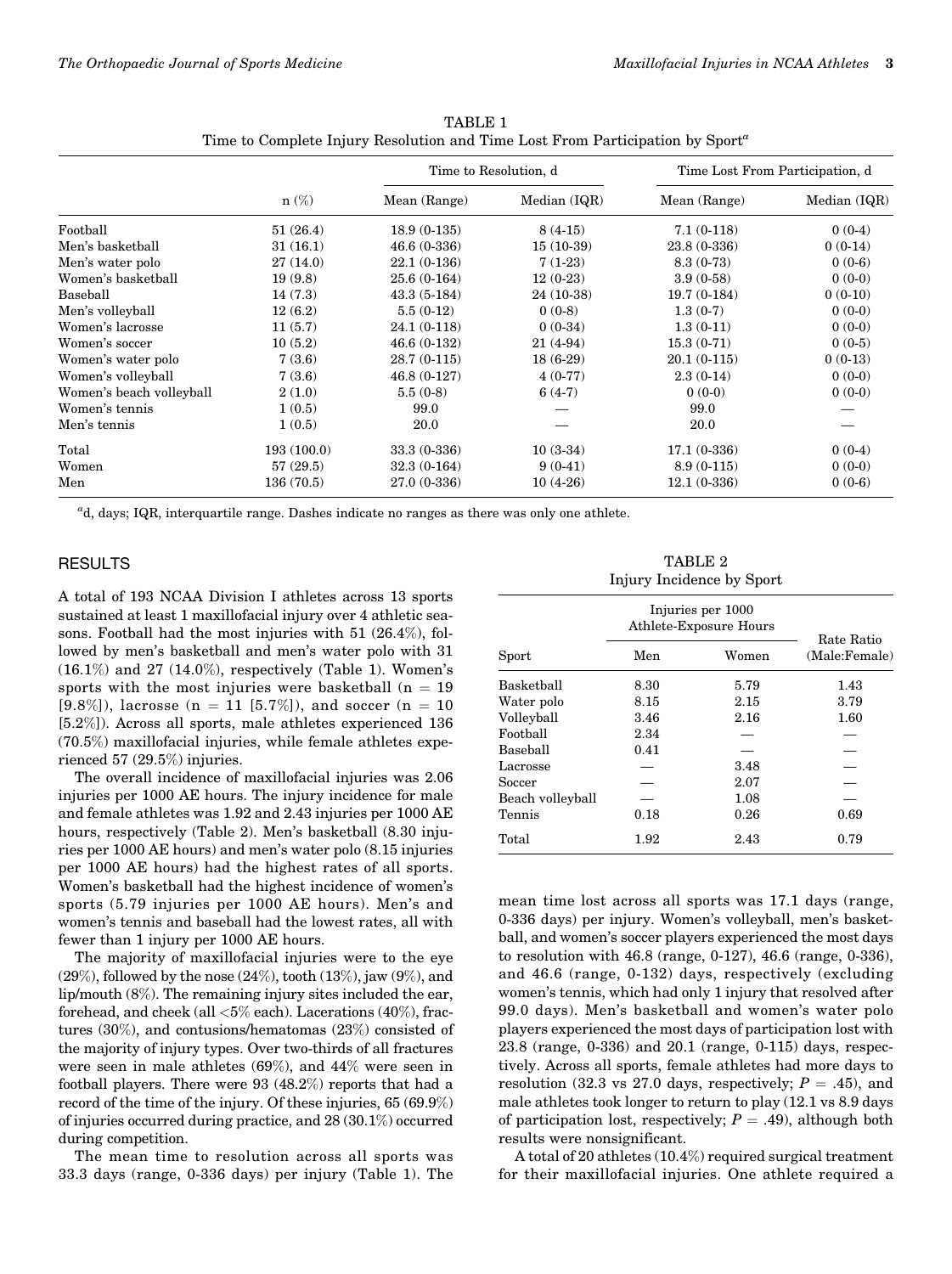TABLE 1
Time to Complete Injury Resolution and Time Lost From Participation by Sport[a]

| | n (%) | Time to Resolution, d | | Time Lost From Participation, d | |
|---|---|---|---|---|---|
| | | Mean (Range) | Median (IQR) | Mean (Range) | Median (IQR) |
| Football | 51 (26.4) | 18.9 (0-135) | 8 (4-15) | 7.1 (0-118) | 0 (0-4) |
| Men's basketball | 31 (16.1) | 46.6 (0-336) | 15 (10-39) | 23.8 (0-336) | 0 (0-14) |
| Men's water polo | 27 (14.0) | 22.1 (0-136) | 7 (1-23) | 8.3 (0-73) | 0 (0-6) |
| Women's basketball | 19 (9.8) | 25.6 (0-164) | 12 (0-23) | 3.9 (0-58) | 0 (0-0) |
| Baseball | 14 (7.3) | 43.3 (5-184) | 24 (10-38) | 19.7 (0-184) | 0 (0-10) |
| Men's volleyball | 12 (6.2) | 5.5 (0-12) | 0 (0-8) | 1.3 (0-7) | 0 (0-0) |
| Women's lacrosse | 11 (5.7) | 24.1 (0-118) | 0 (0-34) | 1.3 (0-11) | 0 (0-0) |
| Women's soccer | 10 (5.2) | 46.6 (0-132) | 21 (4-94) | 15.3 (0-71) | 0 (0-5) |
| Women's water polo | 7 (3.6) | 28.7 (0-115) | 18 (6-29) | 20.1 (0-115) | 0 (0-13) |
| Women's volleyball | 7 (3.6) | 46.8 (0-127) | 4 (0-77) | 2.3 (0-14) | 0 (0-0) |
| Women's beach volleyball | 2 (1.0) | 5.5 (0-8) | 6 (4-7) | 0 (0-0) | 0 (0-0) |
| Women's tennis | 1 (0.5) | 99.0 | — | 99.0 | — |
| Men's tennis | 1 (0.5) | 20.0 | — | 20.0 | — |
| Total | 193 (100.0) | 33.3 (0-336) | 10 (3-34) | 17.1 (0-336) | 0 (0-4) |
| Women | 57 (29.5) | 32.3 (0-164) | 9 (0-41) | 8.9 (0-115) | 0 (0-0) |
| Men | 136 (70.5) | 27.0 (0-336) | 10 (4-26) | 12.1 (0-336) | 0 (0-6) |

[a]d, days; IQR, interquartile range. Dashes indicate no ranges as there was only one athlete.

## RESULTS

A total of 193 NCAA Division I athletes across 13 sports sustained at least 1 maxillofacial injury over 4 athletic seasons. Football had the most injuries with 51 (26.4%), followed by men's basketball and men's water polo with 31 (16.1%) and 27 (14.0%), respectively (Table 1). Women's sports with the most injuries were basketball (n = 19 [9.8%]), lacrosse (n = 11 [5.7%]), and soccer (n = 10 [5.2%]). Across all sports, male athletes experienced 136 (70.5%) maxillofacial injuries, while female athletes experienced 57 (29.5%) injuries.

The overall incidence of maxillofacial injuries was 2.06 injuries per 1000 AE hours. The injury incidence for male and female athletes was 1.92 and 2.43 injuries per 1000 AE hours, respectively (Table 2). Men's basketball (8.30 injuries per 1000 AE hours) and men's water polo (8.15 injuries per 1000 AE hours) had the highest rates of all sports. Women's basketball had the highest incidence of women's sports (5.79 injuries per 1000 AE hours). Men's and women's tennis and baseball had the lowest rates, all with fewer than 1 injury per 1000 AE hours.

The majority of maxillofacial injuries were to the eye (29%), followed by the nose (24%), tooth (13%), jaw (9%), and lip/mouth (8%). The remaining injury sites included the ear, forehead, and cheek (all <5% each). Lacerations (40%), fractures (30%), and contusions/hematomas (23%) consisted of the majority of injury types. Over two-thirds of all fractures were seen in male athletes (69%), and 44% were seen in football players. There were 93 (48.2%) reports that had a record of the time of the injury. Of these injuries, 65 (69.9%) of injuries occurred during practice, and 28 (30.1%) occurred during competition.

The mean time to resolution across all sports was 33.3 days (range, 0-336 days) per injury (Table 1). The mean time lost across all sports was 17.1 days (range, 0-336 days) per injury. Women's volleyball, men's basketball, and women's soccer players experienced the most days to resolution with 46.8 (range, 0-127), 46.6 (range, 0-336), and 46.6 (range, 0-132) days, respectively (excluding women's tennis, which had only 1 injury that resolved after 99.0 days). Men's basketball and women's water polo players experienced the most days of participation lost with 23.8 (range, 0-336) and 20.1 (range, 0-115) days, respectively. Across all sports, female athletes had more days to resolution (32.3 vs 27.0 days, respectively; $P = .45$), and male athletes took longer to return to play (12.1 vs 8.9 days of participation lost, respectively; $P = .49$), although both results were nonsignificant.

A total of 20 athletes (10.4%) required surgical treatment for their maxillofacial injuries. One athlete required a

TABLE 2
Injury Incidence by Sport

| Sport | Injuries per 1000 Athlete-Exposure Hours | | Rate Ratio (Male:Female) |
|---|---|---|---|
| | Men | Women | |
| Basketball | 8.30 | 5.79 | 1.43 |
| Water polo | 8.15 | 2.15 | 3.79 |
| Volleyball | 3.46 | 2.16 | 1.60 |
| Football | 2.34 | — | — |
| Baseball | 0.41 | — | — |
| Lacrosse | — | 3.48 | — |
| Soccer | — | 2.07 | — |
| Beach volleyball | — | 1.08 | — |
| Tennis | 0.18 | 0.26 | 0.69 |
| Total | 1.92 | 2.43 | 0.79 |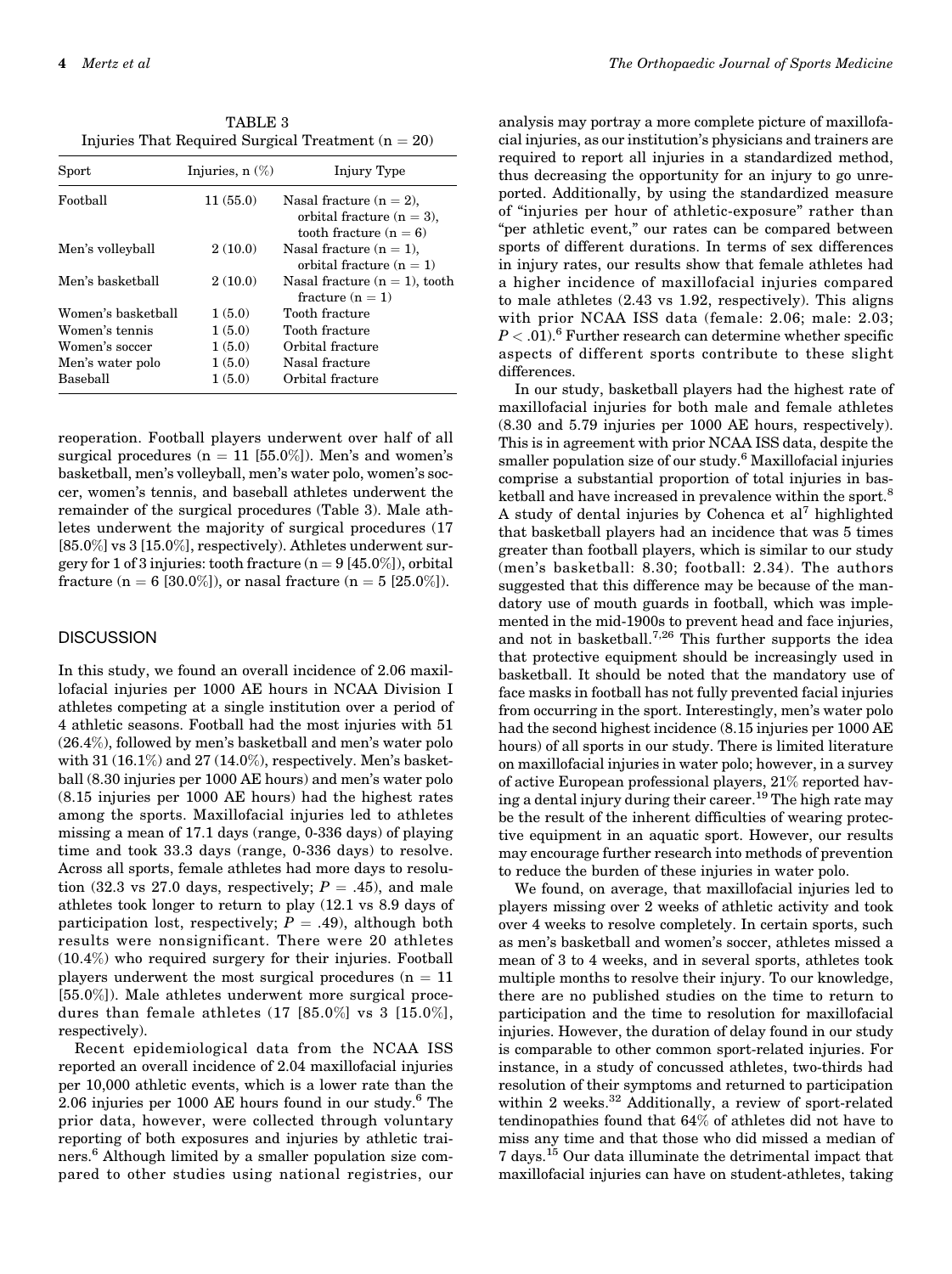TABLE 3
Injuries That Required Surgical Treatment (n = 20)

| Sport | Injuries, n (%) | Injury Type |
| --- | --- | --- |
| Football | 11 (55.0) | Nasal fracture (n = 2), orbital fracture (n = 3), tooth fracture (n = 6) |
| Men's volleyball | 2 (10.0) | Nasal fracture (n = 1), orbital fracture (n = 1) |
| Men's basketball | 2 (10.0) | Nasal fracture (n = 1), tooth fracture (n = 1) |
| Women's basketball | 1 (5.0) | Tooth fracture |
| Women's tennis | 1 (5.0) | Tooth fracture |
| Women's soccer | 1 (5.0) | Orbital fracture |
| Men's water polo | 1 (5.0) | Nasal fracture |
| Baseball | 1 (5.0) | Orbital fracture |

reoperation. Football players underwent over half of all surgical procedures (n = 11 [55.0%]). Men's and women's basketball, men's volleyball, men's water polo, women's soccer, women's tennis, and baseball athletes underwent the remainder of the surgical procedures (Table 3). Male athletes underwent the majority of surgical procedures (17 [85.0%] vs 3 [15.0%], respectively). Athletes underwent surgery for 1 of 3 injuries: tooth fracture (n = 9 [45.0%]), orbital fracture (n = 6 [30.0%]), or nasal fracture (n = 5 [25.0%]).

## DISCUSSION

In this study, we found an overall incidence of 2.06 maxillofacial injuries per 1000 AE hours in NCAA Division I athletes competing at a single institution over a period of 4 athletic seasons. Football had the most injuries with 51 (26.4%), followed by men's basketball and men's water polo with 31 (16.1%) and 27 (14.0%), respectively. Men's basketball (8.30 injuries per 1000 AE hours) and men's water polo (8.15 injuries per 1000 AE hours) had the highest rates among the sports. Maxillofacial injuries led to athletes missing a mean of 17.1 days (range, 0-336 days) of playing time and took 33.3 days (range, 0-336 days) to resolve. Across all sports, female athletes had more days to resolution (32.3 vs 27.0 days, respectively; $P = .45$), and male athletes took longer to return to play (12.1 vs 8.9 days of participation lost, respectively; $P = .49$), although both results were nonsignificant. There were 20 athletes (10.4%) who required surgery for their injuries. Football players underwent the most surgical procedures (n = 11 [55.0%]). Male athletes underwent more surgical procedures than female athletes (17 [85.0%] vs 3 [15.0%], respectively).

Recent epidemiological data from the NCAA ISS reported an overall incidence of 2.04 maxillofacial injuries per 10,000 athletic events, which is a lower rate than the 2.06 injuries per 1000 AE hours found in our study.[6] The prior data, however, were collected through voluntary reporting of both exposures and injuries by athletic trainers.[6] Although limited by a smaller population size compared to other studies using national registries, our analysis may portray a more complete picture of maxillofacial injuries, as our institution's physicians and trainers are required to report all injuries in a standardized method, thus decreasing the opportunity for an injury to go unreported. Additionally, by using the standardized measure of "injuries per hour of athletic-exposure" rather than "per athletic event," our rates can be compared between sports of different durations. In terms of sex differences in injury rates, our results show that female athletes had a higher incidence of maxillofacial injuries compared to male athletes (2.43 vs 1.92, respectively). This aligns with prior NCAA ISS data (female: 2.06; male: 2.03; $P < .01$).[6] Further research can determine whether specific aspects of different sports contribute to these slight differences.

In our study, basketball players had the highest rate of maxillofacial injuries for both male and female athletes (8.30 and 5.79 injuries per 1000 AE hours, respectively). This is in agreement with prior NCAA ISS data, despite the smaller population size of our study.[6] Maxillofacial injuries comprise a substantial proportion of total injuries in basketball and have increased in prevalence within the sport.[8] A study of dental injuries by Cohenca et al[7] highlighted that basketball players had an incidence that was 5 times greater than football players, which is similar to our study (men's basketball: 8.30; football: 2.34). The authors suggested that this difference may be because of the mandatory use of mouth guards in football, which was implemented in the mid-1900s to prevent head and face injuries, and not in basketball.[7,26] This further supports the idea that protective equipment should be increasingly used in basketball. It should be noted that the mandatory use of face masks in football has not fully prevented facial injuries from occurring in the sport. Interestingly, men's water polo had the second highest incidence (8.15 injuries per 1000 AE hours) of all sports in our study. There is limited literature on maxillofacial injuries in water polo; however, in a survey of active European professional players, 21% reported having a dental injury during their career.[19] The high rate may be the result of the inherent difficulties of wearing protective equipment in an aquatic sport. However, our results may encourage further research into methods of prevention to reduce the burden of these injuries in water polo.

We found, on average, that maxillofacial injuries led to players missing over 2 weeks of athletic activity and took over 4 weeks to resolve completely. In certain sports, such as men's basketball and women's soccer, athletes missed a mean of 3 to 4 weeks, and in several sports, athletes took multiple months to resolve their injury. To our knowledge, there are no published studies on the time to return to participation and the time to resolution for maxillofacial injuries. However, the duration of delay found in our study is comparable to other common sport-related injuries. For instance, in a study of concussed athletes, two-thirds had resolution of their symptoms and returned to participation within 2 weeks.[32] Additionally, a review of sport-related tendinopathies found that 64% of athletes did not have to miss any time and that those who did missed a median of 7 days.[15] Our data illuminate the detrimental impact that maxillofacial injuries can have on student-athletes, taking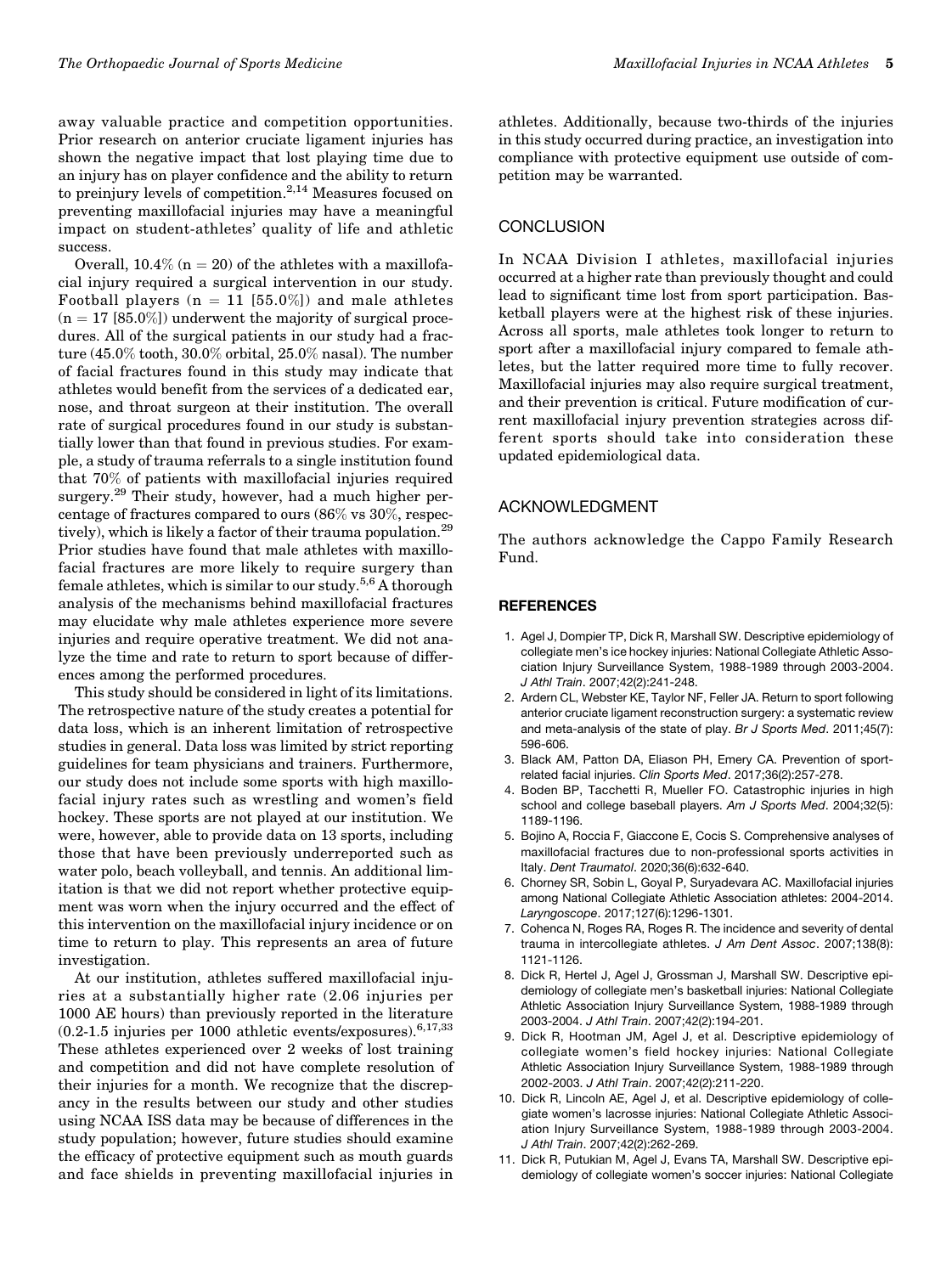away valuable practice and competition opportunities. Prior research on anterior cruciate ligament injuries has shown the negative impact that lost playing time due to an injury has on player confidence and the ability to return to preinjury levels of competition.[2,14] Measures focused on preventing maxillofacial injuries may have a meaningful impact on student-athletes' quality of life and athletic success.

Overall, 10.4% (n = 20) of the athletes with a maxillofacial injury required a surgical intervention in our study. Football players (n = 11 [55.0%]) and male athletes (n = 17 [85.0%]) underwent the majority of surgical procedures. All of the surgical patients in our study had a fracture (45.0% tooth, 30.0% orbital, 25.0% nasal). The number of facial fractures found in this study may indicate that athletes would benefit from the services of a dedicated ear, nose, and throat surgeon at their institution. The overall rate of surgical procedures found in our study is substantially lower than that found in previous studies. For example, a study of trauma referrals to a single institution found that 70% of patients with maxillofacial injuries required surgery.[29] Their study, however, had a much higher percentage of fractures compared to ours (86% vs 30%, respectively), which is likely a factor of their trauma population.[29] Prior studies have found that male athletes with maxillofacial fractures are more likely to require surgery than female athletes, which is similar to our study.[5,6] A thorough analysis of the mechanisms behind maxillofacial fractures may elucidate why male athletes experience more severe injuries and require operative treatment. We did not analyze the time and rate to return to sport because of differences among the performed procedures.

This study should be considered in light of its limitations. The retrospective nature of the study creates a potential for data loss, which is an inherent limitation of retrospective studies in general. Data loss was limited by strict reporting guidelines for team physicians and trainers. Furthermore, our study does not include some sports with high maxillofacial injury rates such as wrestling and women's field hockey. These sports are not played at our institution. We were, however, able to provide data on 13 sports, including those that have been previously underreported such as water polo, beach volleyball, and tennis. An additional limitation is that we did not report whether protective equipment was worn when the injury occurred and the effect of this intervention on the maxillofacial injury incidence or on time to return to play. This represents an area of future investigation.

At our institution, athletes suffered maxillofacial injuries at a substantially higher rate (2.06 injuries per 1000 AE hours) than previously reported in the literature (0.2-1.5 injuries per 1000 athletic events/exposures).[6,17,33] These athletes experienced over 2 weeks of lost training and competition and did not have complete resolution of their injuries for a month. We recognize that the discrepancy in the results between our study and other studies using NCAA ISS data may be because of differences in the study population; however, future studies should examine the efficacy of protective equipment such as mouth guards and face shields in preventing maxillofacial injuries in athletes. Additionally, because two-thirds of the injuries in this study occurred during practice, an investigation into compliance with protective equipment use outside of competition may be warranted.

## CONCLUSION

In NCAA Division I athletes, maxillofacial injuries occurred at a higher rate than previously thought and could lead to significant time lost from sport participation. Basketball players were at the highest risk of these injuries. Across all sports, male athletes took longer to return to sport after a maxillofacial injury compared to female athletes, but the latter required more time to fully recover. Maxillofacial injuries may also require surgical treatment, and their prevention is critical. Future modification of current maxillofacial injury prevention strategies across different sports should take into consideration these updated epidemiological data.

## ACKNOWLEDGMENT

The authors acknowledge the Cappo Family Research Fund.

## REFERENCES

1. Agel J, Dompier TP, Dick R, Marshall SW. Descriptive epidemiology of collegiate men's ice hockey injuries: National Collegiate Athletic Association Injury Surveillance System, 1988-1989 through 2003-2004. *J Athl Train*. 2007;42(2):241-248.
2. Ardern CL, Webster KE, Taylor NF, Feller JA. Return to sport following anterior cruciate ligament reconstruction surgery: a systematic review and meta-analysis of the state of play. *Br J Sports Med*. 2011;45(7): 596-606.
3. Black AM, Patton DA, Eliason PH, Emery CA. Prevention of sport-related facial injuries. *Clin Sports Med*. 2017;36(2):257-278.
4. Boden BP, Tacchetti R, Mueller FO. Catastrophic injuries in high school and college baseball players. *Am J Sports Med*. 2004;32(5): 1189-1196.
5. Bojino A, Roccia F, Giaccone E, Cocis S. Comprehensive analyses of maxillofacial fractures due to non-professional sports activities in Italy. *Dent Traumatol*. 2020;36(6):632-640.
6. Chorney SR, Sobin L, Goyal P, Suryadevara AC. Maxillofacial injuries among National Collegiate Athletic Association athletes: 2004-2014. *Laryngoscope*. 2017;127(6):1296-1301.
7. Cohenca N, Roges RA, Roges R. The incidence and severity of dental trauma in intercollegiate athletes. *J Am Dent Assoc*. 2007;138(8): 1121-1126.
8. Dick R, Hertel J, Agel J, Grossman J, Marshall SW. Descriptive epidemiology of collegiate men's basketball injuries: National Collegiate Athletic Association Injury Surveillance System, 1988-1989 through 2003-2004. *J Athl Train*. 2007;42(2):194-201.
9. Dick R, Hootman JM, Agel J, et al. Descriptive epidemiology of collegiate women's field hockey injuries: National Collegiate Athletic Association Injury Surveillance System, 1988-1989 through 2002-2003. *J Athl Train*. 2007;42(2):211-220.
10. Dick R, Lincoln AE, Agel J, et al. Descriptive epidemiology of collegiate women's lacrosse injuries: National Collegiate Athletic Association Injury Surveillance System, 1988-1989 through 2003-2004. *J Athl Train*. 2007;42(2):262-269.
11. Dick R, Putukian M, Agel J, Evans TA, Marshall SW. Descriptive epidemiology of collegiate women's soccer injuries: National Collegiate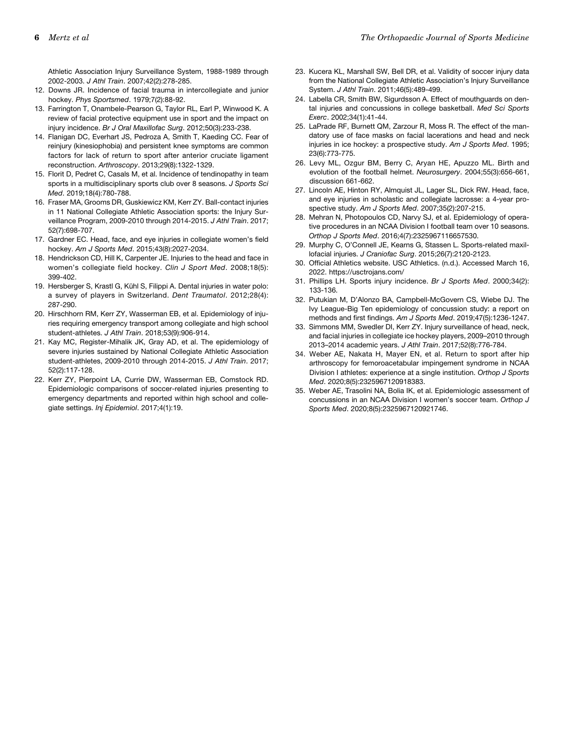Athletic Association Injury Surveillance System, 1988-1989 through 2002-2003. *J Athl Train*. 2007;42(2):278-285.

12. Downs JR. Incidence of facial trauma in intercollegiate and junior hockey. *Phys Sportsmed*. 1979;7(2):88-92.
13. Farrington T, Onambele-Pearson G, Taylor RL, Earl P, Winwood K. A review of facial protective equipment use in sport and the impact on injury incidence. *Br J Oral Maxillofac Surg*. 2012;50(3):233-238.
14. Flanigan DC, Everhart JS, Pedroza A, Smith T, Kaeding CC. Fear of reinjury (kinesiophobia) and persistent knee symptoms are common factors for lack of return to sport after anterior cruciate ligament reconstruction. *Arthroscopy*. 2013;29(8):1322-1329.
15. Florit D, Pedret C, Casals M, et al. Incidence of tendinopathy in team sports in a multidisciplinary sports club over 8 seasons. *J Sports Sci Med*. 2019;18(4):780-788.
16. Fraser MA, Grooms DR, Guskiewicz KM, Kerr ZY. Ball-contact injuries in 11 National Collegiate Athletic Association sports: the Injury Surveillance Program, 2009-2010 through 2014-2015. *J Athl Train*. 2017;52(7):698-707.
17. Gardner EC. Head, face, and eye injuries in collegiate women's field hockey. *Am J Sports Med*. 2015;43(8):2027-2034.
18. Hendrickson CD, Hill K, Carpenter JE. Injuries to the head and face in women's collegiate field hockey. *Clin J Sport Med*. 2008;18(5):399-402.
19. Hersberger S, Krastl G, Kühl S, Filippi A. Dental injuries in water polo: a survey of players in Switzerland. *Dent Traumatol*. 2012;28(4):287-290.
20. Hirschhorn RM, Kerr ZY, Wasserman EB, et al. Epidemiology of injuries requiring emergency transport among collegiate and high school student-athletes. *J Athl Train*. 2018;53(9):906-914.
21. Kay MC, Register-Mihalik JK, Gray AD, et al. The epidemiology of severe injuries sustained by National Collegiate Athletic Association student-athletes, 2009-2010 through 2014-2015. *J Athl Train*. 2017;52(2):117-128.
22. Kerr ZY, Pierpoint LA, Currie DW, Wasserman EB, Comstock RD. Epidemiologic comparisons of soccer-related injuries presenting to emergency departments and reported within high school and collegiate settings. *Inj Epidemiol*. 2017;4(1):19.
23. Kucera KL, Marshall SW, Bell DR, et al. Validity of soccer injury data from the National Collegiate Athletic Association's Injury Surveillance System. *J Athl Train*. 2011;46(5):489-499.
24. Labella CR, Smith BW, Sigurdsson A. Effect of mouthguards on dental injuries and concussions in college basketball. *Med Sci Sports Exerc*. 2002;34(1):41-44.
25. LaPrade RF, Burnett QM, Zarzour R, Moss R. The effect of the mandatory use of face masks on facial lacerations and head and neck injuries in ice hockey: a prospective study. *Am J Sports Med*. 1995;23(6):773-775.
26. Levy ML, Ozgur BM, Berry C, Aryan HE, Apuzzo ML. Birth and evolution of the football helmet. *Neurosurgery*. 2004;55(3):656-661, discussion 661-662.
27. Lincoln AE, Hinton RY, Almquist JL, Lager SL, Dick RW. Head, face, and eye injuries in scholastic and collegiate lacrosse: a 4-year prospective study. *Am J Sports Med*. 2007;35(2):207-215.
28. Mehran N, Photopoulos CD, Narvy SJ, et al. Epidemiology of operative procedures in an NCAA Division I football team over 10 seasons. *Orthop J Sports Med*. 2016;4(7):2325967116657530.
29. Murphy C, O'Connell JE, Kearns G, Stassen L. Sports-related maxillofacial injuries. *J Craniofac Surg*. 2015;26(7):2120-2123.
30. Official Athletics website. USC Athletics. (n.d.). Accessed March 16, 2022. https://usctrojans.com/
31. Phillips LH. Sports injury incidence. *Br J Sports Med*. 2000;34(2):133-136.
32. Putukian M, D'Alonzo BA, Campbell-McGovern CS, Wiebe DJ. The Ivy League-Big Ten epidemiology of concussion study: a report on methods and first findings. *Am J Sports Med*. 2019;47(5):1236-1247.
33. Simmons MM, Swedler DI, Kerr ZY. Injury surveillance of head, neck, and facial injuries in collegiate ice hockey players, 2009–2010 through 2013–2014 academic years. *J Athl Train*. 2017;52(8):776-784.
34. Weber AE, Nakata H, Mayer EN, et al. Return to sport after hip arthroscopy for femoroacetabular impingement syndrome in NCAA Division I athletes: experience at a single institution. *Orthop J Sports Med*. 2020;8(5):2325967120918383.
35. Weber AE, Trasolini NA, Bolia IK, et al. Epidemiologic assessment of concussions in an NCAA Division I women's soccer team. *Orthop J Sports Med*. 2020;8(5):2325967120921746.